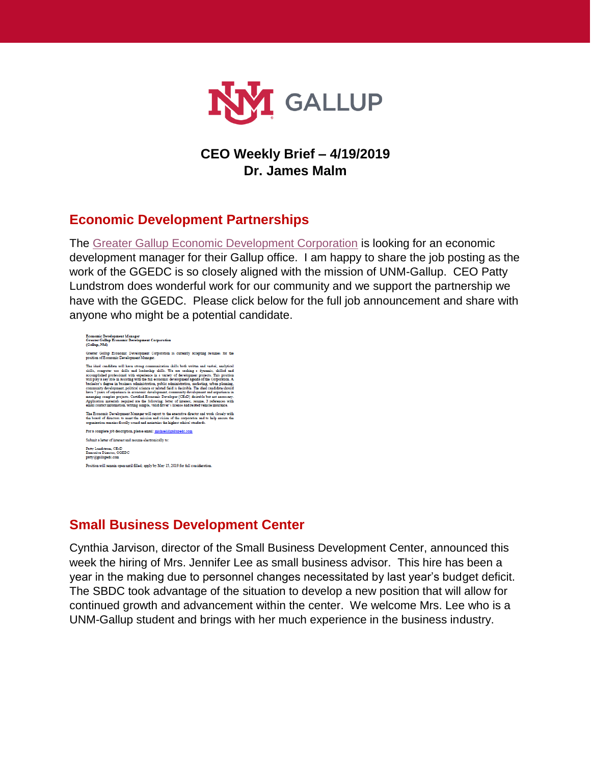# CEO Weekly Brief – 4/19/2019
# Dr. James Malm

## Economic Development Partnerships

The Greater Gallup Economic Development Corporation is looking for an economic development manager for their Gallup office. I am happy to share the job posting as the work of the GGEDC is so closely aligned with the mission of UNM-Gallup. CEO Patty Lundstrom does wonderful work for our community and we support the partnership we have with the GGEDC. Please click below for the full job announcement and share with anyone who might be a potential candidate.

**Economic Development Manager**
**Greater Gallup Economic Development Corporation**
**(Gallup, NM)**

Greater Gallup Economic Development Corporation is currently accepting resumes for the position of Economic Development Manager.

The ideal candidate will have strong communication skills both written and verbal, analytical skills, computer use skills and leadership skills. We are seeking a dynamic, skilled and accomplished professional with experience in a variety of development projects. This position will play a key role in assisting with the full economic development agenda of the Corporation. A bachelor's degree in business administration, public administration, marketing, urban planning, community development, political science or related field is desirable. The ideal candidate should have 5 years of experience in economic development, community development and experience in managing complex projects. Certified Economic Developer (CEcD) desirable but not necessary. Application materials required are the following: letter of interest, resume, 3 references with email contact information, writing sample, valid driver's license and related vehicle insurance.

The Economic Development Manager will report to the executive director and work closely with the board of directors to meet the mission and vision of the corporation and to help ensure the organization remains fiscally sound and maintains the highest ethical standards.

For a complete job description, please email: michael@gallupedc.com

Submit a letter of interest and resume electronically to:

Patty Lundstrom, CEcD
Executive Director, GGEDC
patty@gallupedc.com

Position will remain open until filled; apply by May 15, 2019 for full consideration.

## Small Business Development Center

Cynthia Jarvison, director of the Small Business Development Center, announced this week the hiring of Mrs. Jennifer Lee as small business advisor. This hire has been a year in the making due to personnel changes necessitated by last year's budget deficit. The SBDC took advantage of the situation to develop a new position that will allow for continued growth and advancement within the center. We welcome Mrs. Lee who is a UNM-Gallup student and brings with her much experience in the business industry.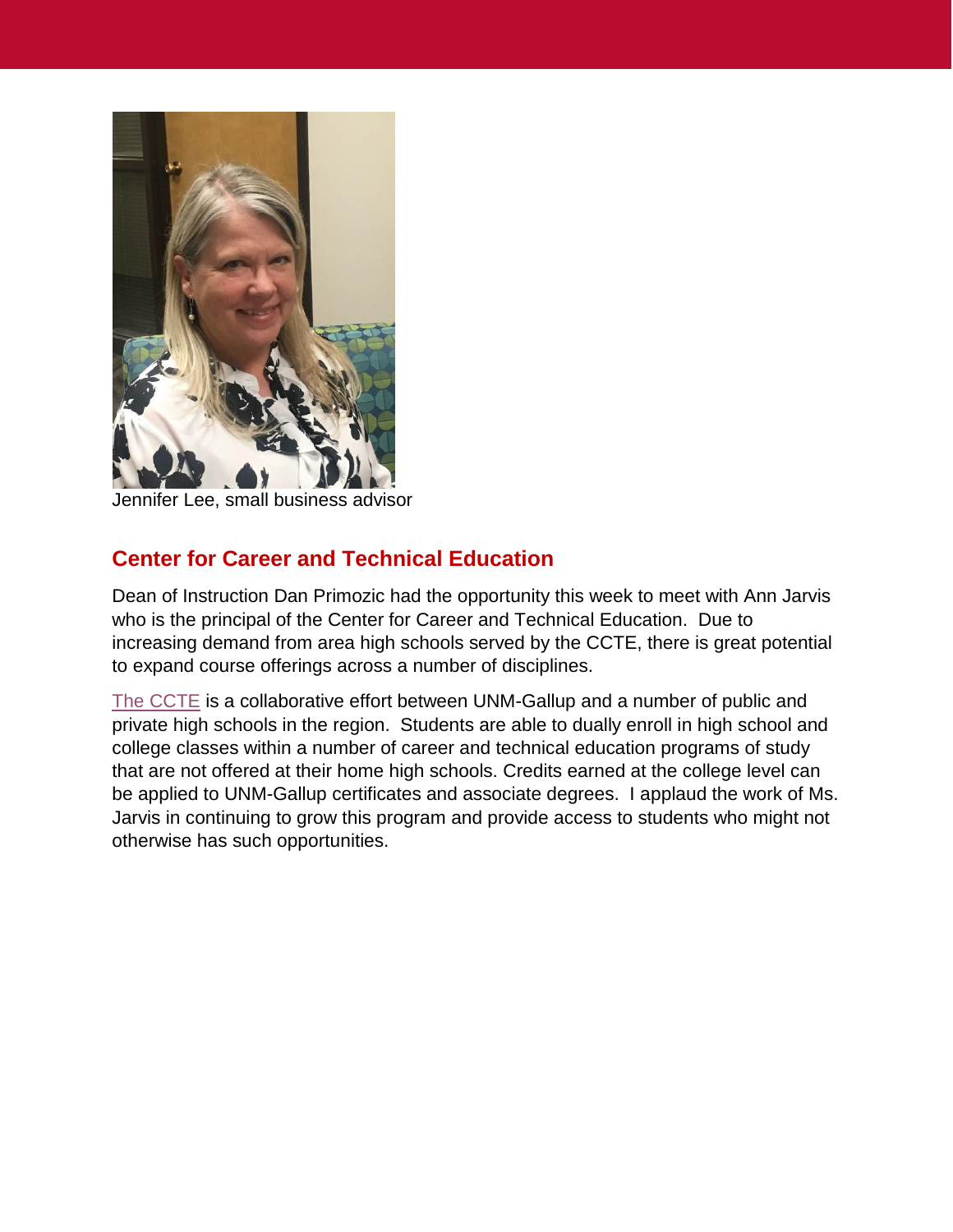Jennifer Lee, small business advisor

## Center for Career and Technical Education

Dean of Instruction Dan Primozic had the opportunity this week to meet with Ann Jarvis who is the principal of the Center for Career and Technical Education. Due to increasing demand from area high schools served by the CCTE, there is great potential to expand course offerings across a number of disciplines.

The CCTE is a collaborative effort between UNM-Gallup and a number of public and private high schools in the region. Students are able to dually enroll in high school and college classes within a number of career and technical education programs of study that are not offered at their home high schools. Credits earned at the college level can be applied to UNM-Gallup certificates and associate degrees. I applaud the work of Ms. Jarvis in continuing to grow this program and provide access to students who might not otherwise has such opportunities.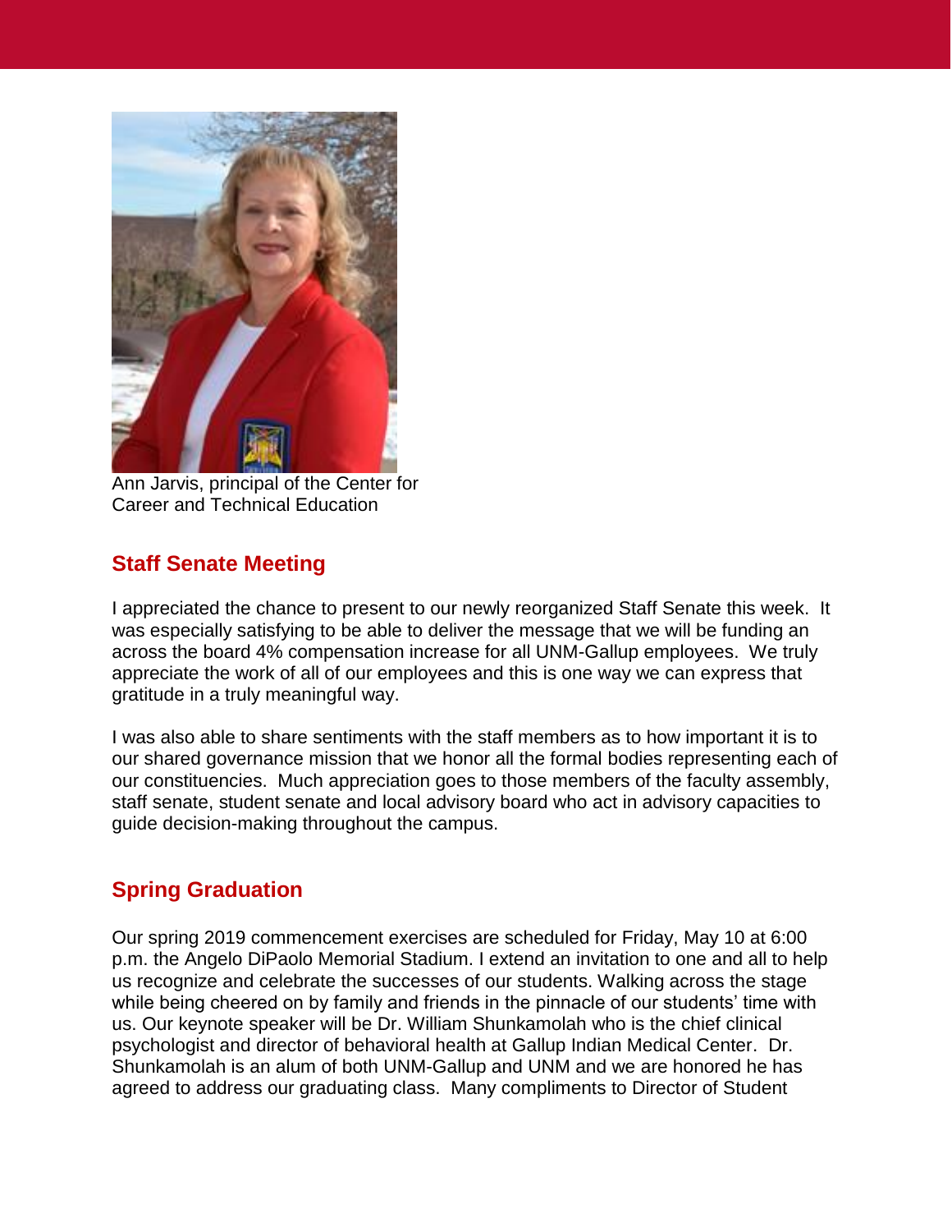Ann Jarvis, principal of the Center for Career and Technical Education

## Staff Senate Meeting

I appreciated the chance to present to our newly reorganized Staff Senate this week. It was especially satisfying to be able to deliver the message that we will be funding an across the board 4% compensation increase for all UNM-Gallup employees. We truly appreciate the work of all of our employees and this is one way we can express that gratitude in a truly meaningful way.

I was also able to share sentiments with the staff members as to how important it is to our shared governance mission that we honor all the formal bodies representing each of our constituencies. Much appreciation goes to those members of the faculty assembly, staff senate, student senate and local advisory board who act in advisory capacities to guide decision-making throughout the campus.

## Spring Graduation

Our spring 2019 commencement exercises are scheduled for Friday, May 10 at 6:00 p.m. the Angelo DiPaolo Memorial Stadium. I extend an invitation to one and all to help us recognize and celebrate the successes of our students. Walking across the stage while being cheered on by family and friends in the pinnacle of our students' time with us. Our keynote speaker will be Dr. William Shunkamolah who is the chief clinical psychologist and director of behavioral health at Gallup Indian Medical Center. Dr. Shunkamolah is an alum of both UNM-Gallup and UNM and we are honored he has agreed to address our graduating class. Many compliments to Director of Student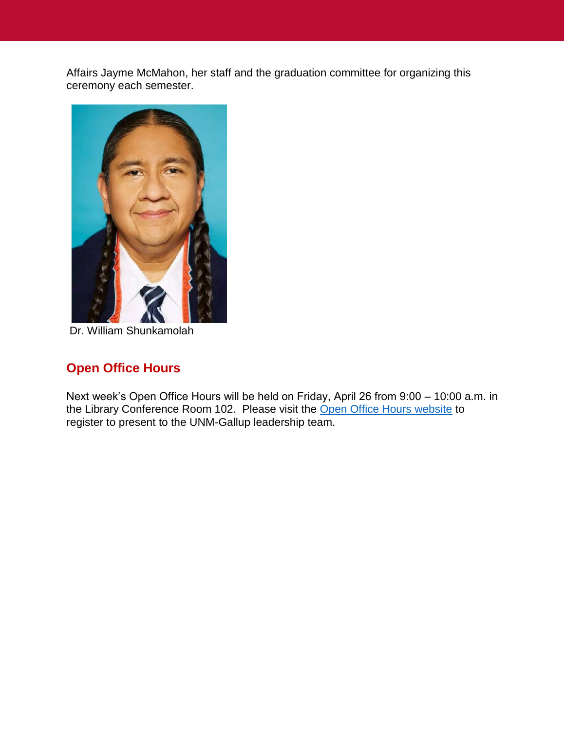Affairs Jayme McMahon, her staff and the graduation committee for organizing this ceremony each semester.

Dr. William Shunkamolah

## Open Office Hours

Next week's Open Office Hours will be held on Friday, April 26 from 9:00 – 10:00 a.m. in the Library Conference Room 102. Please visit the Open Office Hours website to register to present to the UNM-Gallup leadership team.